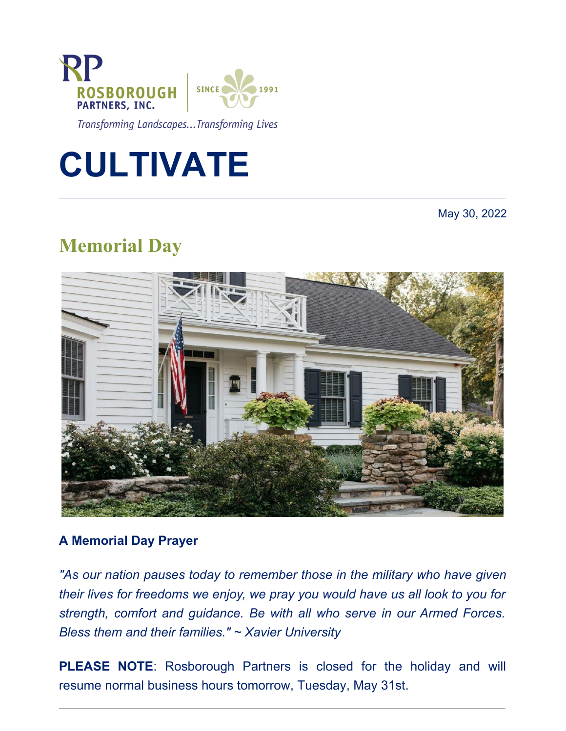RP ROSBOROUGH PARTNERS, INC. | SINCE 1991

*Transforming Landscapes...Transforming Lives*

# CULTIVATE

May 30, 2022

## Memorial Day

**A Memorial Day Prayer**

*"As our nation pauses today to remember those in the military who have given their lives for freedoms we enjoy, we pray you would have us all look to you for strength, comfort and guidance. Be with all who serve in our Armed Forces. Bless them and their families." ~ Xavier University*

**PLEASE NOTE**: Rosborough Partners is closed for the holiday and will resume normal business hours tomorrow, Tuesday, May 31st.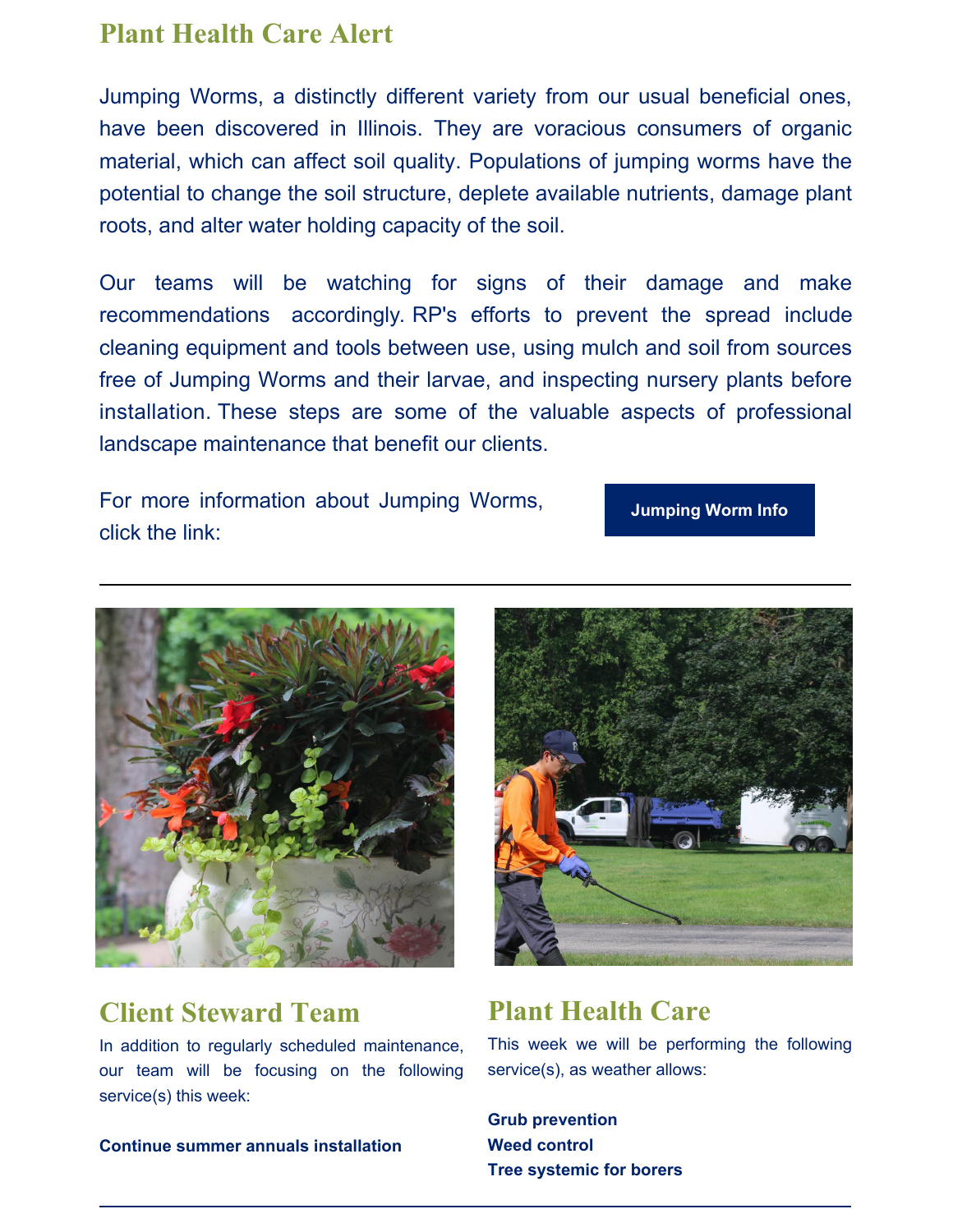## Plant Health Care Alert

Jumping Worms, a distinctly different variety from our usual beneficial ones, have been discovered in Illinois. They are voracious consumers of organic material, which can affect soil quality. Populations of jumping worms have the potential to change the soil structure, deplete available nutrients, damage plant roots, and alter water holding capacity of the soil.

Our teams will be watching for signs of their damage and make recommendations accordingly. RP's efforts to prevent the spread include cleaning equipment and tools between use, using mulch and soil from sources free of Jumping Worms and their larvae, and inspecting nursery plants before installation. These steps are some of the valuable aspects of professional landscape maintenance that benefit our clients.

For more information about Jumping Worms, click the link:

**Jumping Worm Info**

---

## Client Steward Team

In addition to regularly scheduled maintenance, our team will be focusing on the following service(s) this week:

**Continue summer annuals installation**

## Plant Health Care

This week we will be performing the following service(s), as weather allows:

**Grub prevention**
**Weed control**
**Tree systemic for borers**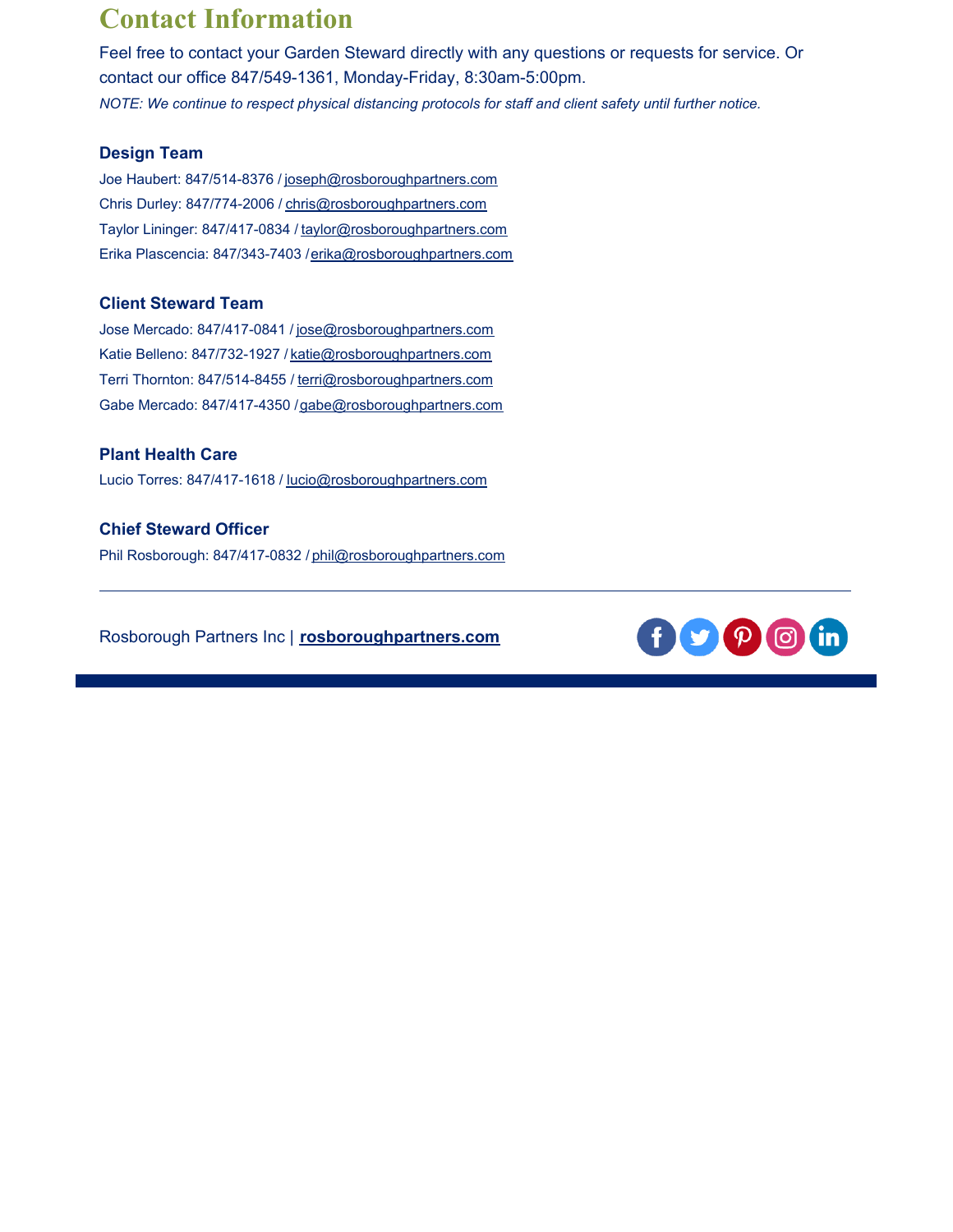# Contact Information

Feel free to contact your Garden Steward directly with any questions or requests for service. Or contact our office 847/549-1361, Monday-Friday, 8:30am-5:00pm.

*NOTE: We continue to respect physical distancing protocols for staff and client safety until further notice.*

### Design Team

Joe Haubert: 847/514-8376 / joseph@rosboroughpartners.com

Chris Durley: 847/774-2006 / chris@rosboroughpartners.com

Taylor Lininger: 847/417-0834 / taylor@rosboroughpartners.com

Erika Plascencia: 847/343-7403 / erika@rosboroughpartners.com

### Client Steward Team

Jose Mercado: 847/417-0841 / jose@rosboroughpartners.com

Katie Belleno: 847/732-1927 / katie@rosboroughpartners.com

Terri Thornton: 847/514-8455 / terri@rosboroughpartners.com

Gabe Mercado: 847/417-4350 / gabe@rosboroughpartners.com

### Plant Health Care

Lucio Torres: 847/417-1618 / lucio@rosboroughpartners.com

### Chief Steward Officer

Phil Rosborough: 847/417-0832 / phil@rosboroughpartners.com

---

Rosborough Partners Inc | **rosboroughpartners.com**